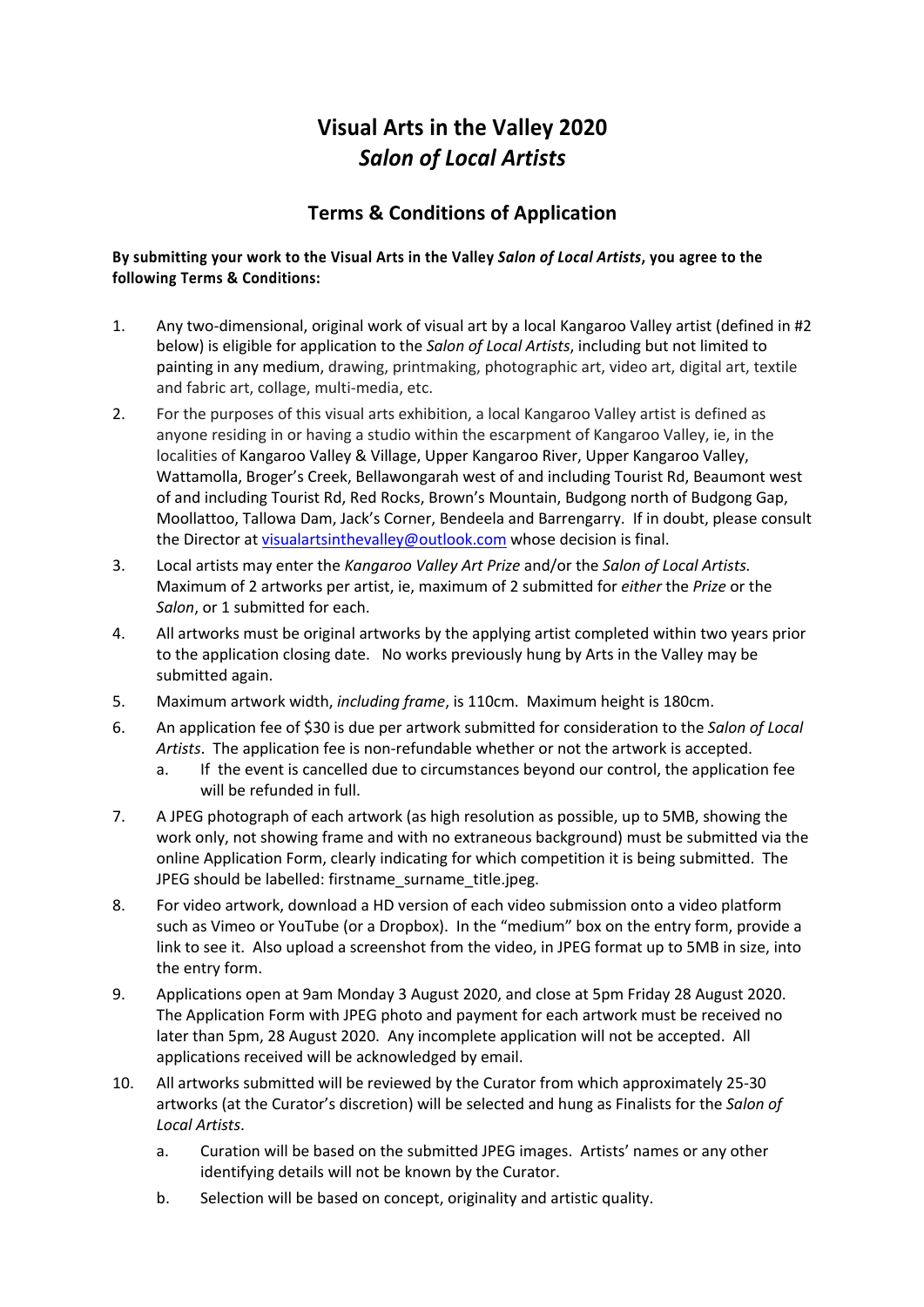# Visual Arts in the Valley 2020
# *Salon of Local Artists*

## Terms & Conditions of Application

**By submitting your work to the Visual Arts in the Valley *Salon of Local Artists*, you agree to the following Terms & Conditions:**

1. Any two-dimensional, original work of visual art by a local Kangaroo Valley artist (defined in #2 below) is eligible for application to the *Salon of Local Artists*, including but not limited to painting in any medium, drawing, printmaking, photographic art, video art, digital art, textile and fabric art, collage, multi-media, etc.
2. For the purposes of this visual arts exhibition, a local Kangaroo Valley artist is defined as anyone residing in or having a studio within the escarpment of Kangaroo Valley, ie, in the localities of Kangaroo Valley & Village, Upper Kangaroo River, Upper Kangaroo Valley, Wattamolla, Broger's Creek, Bellawongarah west of and including Tourist Rd, Beaumont west of and including Tourist Rd, Red Rocks, Brown's Mountain, Budgong north of Budgong Gap, Moollattoo, Tallowa Dam, Jack's Corner, Bendeela and Barrengarry. If in doubt, please consult the Director at visualartsinthevalley@outlook.com whose decision is final.
3. Local artists may enter the *Kangaroo Valley Art Prize* and/or the *Salon of Local Artists.* Maximum of 2 artworks per artist, ie, maximum of 2 submitted for *either* the *Prize* or the *Salon*, or 1 submitted for each.
4. All artworks must be original artworks by the applying artist completed within two years prior to the application closing date. No works previously hung by Arts in the Valley may be submitted again.
5. Maximum artwork width, *including frame*, is 110cm. Maximum height is 180cm.
6. An application fee of $30 is due per artwork submitted for consideration to the *Salon of Local Artists*. The application fee is non-refundable whether or not the artwork is accepted.
   a. If the event is cancelled due to circumstances beyond our control, the application fee will be refunded in full.
7. A JPEG photograph of each artwork (as high resolution as possible, up to 5MB, showing the work only, not showing frame and with no extraneous background) must be submitted via the online Application Form, clearly indicating for which competition it is being submitted. The JPEG should be labelled: firstname_surname_title.jpeg.
8. For video artwork, download a HD version of each video submission onto a video platform such as Vimeo or YouTube (or a Dropbox). In the "medium" box on the entry form, provide a link to see it. Also upload a screenshot from the video, in JPEG format up to 5MB in size, into the entry form.
9. Applications open at 9am Monday 3 August 2020, and close at 5pm Friday 28 August 2020. The Application Form with JPEG photo and payment for each artwork must be received no later than 5pm, 28 August 2020. Any incomplete application will not be accepted. All applications received will be acknowledged by email.
10. All artworks submitted will be reviewed by the Curator from which approximately 25-30 artworks (at the Curator's discretion) will be selected and hung as Finalists for the *Salon of Local Artists*.
    a. Curation will be based on the submitted JPEG images. Artists' names or any other identifying details will not be known by the Curator.
    b. Selection will be based on concept, originality and artistic quality.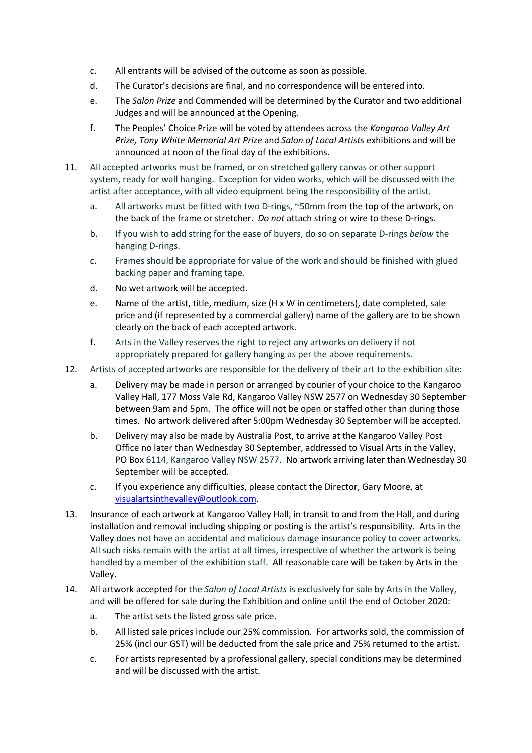c. All entrants will be advised of the outcome as soon as possible.

d. The Curator's decisions are final, and no correspondence will be entered into.

e. The *Salon Prize* and Commended will be determined by the Curator and two additional Judges and will be announced at the Opening.

f. The Peoples' Choice Prize will be voted by attendees across the *Kangaroo Valley Art Prize, Tony White Memorial Art Prize* and *Salon of Local Artists* exhibitions and will be announced at noon of the final day of the exhibitions.

11. All accepted artworks must be framed, or on stretched gallery canvas or other support system, ready for wall hanging. Exception for video works, which will be discussed with the artist after acceptance, with all video equipment being the responsibility of the artist.

    a. All artworks must be fitted with two D-rings, ~50mm from the top of the artwork, on the back of the frame or stretcher. *Do not* attach string or wire to these D-rings.

    b. If you wish to add string for the ease of buyers, do so on separate D-rings *below* the hanging D-rings.

    c. Frames should be appropriate for value of the work and should be finished with glued backing paper and framing tape.

    d. No wet artwork will be accepted.

    e. Name of the artist, title, medium, size (H x W in centimeters), date completed, sale price and (if represented by a commercial gallery) name of the gallery are to be shown clearly on the back of each accepted artwork.

    f. Arts in the Valley reserves the right to reject any artworks on delivery if not appropriately prepared for gallery hanging as per the above requirements.

12. Artists of accepted artworks are responsible for the delivery of their art to the exhibition site:

    a. Delivery may be made in person or arranged by courier of your choice to the Kangaroo Valley Hall, 177 Moss Vale Rd, Kangaroo Valley NSW 2577 on Wednesday 30 September between 9am and 5pm. The office will not be open or staffed other than during those times. No artwork delivered after 5:00pm Wednesday 30 September will be accepted.

    b. Delivery may also be made by Australia Post, to arrive at the Kangaroo Valley Post Office no later than Wednesday 30 September, addressed to Visual Arts in the Valley, PO Box 6114, Kangaroo Valley NSW 2577. No artwork arriving later than Wednesday 30 September will be accepted.

    c. If you experience any difficulties, please contact the Director, Gary Moore, at visualartsinthevalley@outlook.com.

13. Insurance of each artwork at Kangaroo Valley Hall, in transit to and from the Hall, and during installation and removal including shipping or posting is the artist's responsibility. Arts in the Valley does not have an accidental and malicious damage insurance policy to cover artworks. All such risks remain with the artist at all times, irrespective of whether the artwork is being handled by a member of the exhibition staff. All reasonable care will be taken by Arts in the Valley.

14. All artwork accepted for the *Salon of Local Artists* is exclusively for sale by Arts in the Valley, and will be offered for sale during the Exhibition and online until the end of October 2020:

    a. The artist sets the listed gross sale price.

    b. All listed sale prices include our 25% commission. For artworks sold, the commission of 25% (incl our GST) will be deducted from the sale price and 75% returned to the artist.

    c. For artists represented by a professional gallery, special conditions may be determined and will be discussed with the artist.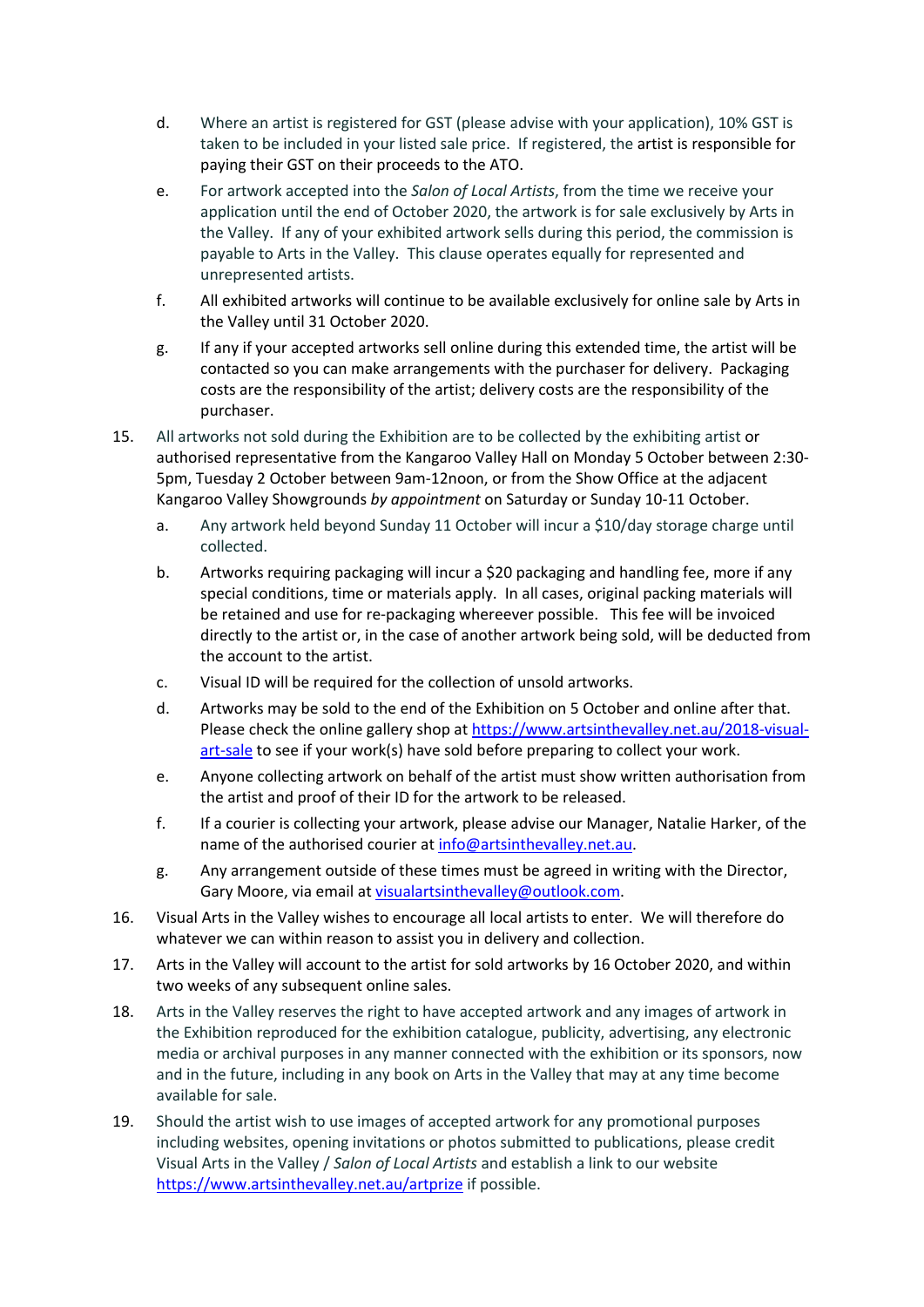d. Where an artist is registered for GST (please advise with your application), 10% GST is taken to be included in your listed sale price. If registered, the artist is responsible for paying their GST on their proceeds to the ATO.

   e. For artwork accepted into the *Salon of Local Artists*, from the time we receive your application until the end of October 2020, the artwork is for sale exclusively by Arts in the Valley. If any of your exhibited artwork sells during this period, the commission is payable to Arts in the Valley. This clause operates equally for represented and unrepresented artists.

   f. All exhibited artworks will continue to be available exclusively for online sale by Arts in the Valley until 31 October 2020.

   g. If any if your accepted artworks sell online during this extended time, the artist will be contacted so you can make arrangements with the purchaser for delivery. Packaging costs are the responsibility of the artist; delivery costs are the responsibility of the purchaser.

15. All artworks not sold during the Exhibition are to be collected by the exhibiting artist or authorised representative from the Kangaroo Valley Hall on Monday 5 October between 2:30-5pm, Tuesday 2 October between 9am-12noon, or from the Show Office at the adjacent Kangaroo Valley Showgrounds *by appointment* on Saturday or Sunday 10-11 October.

   a. Any artwork held beyond Sunday 11 October will incur a $10/day storage charge until collected.

   b. Artworks requiring packaging will incur a $20 packaging and handling fee, more if any special conditions, time or materials apply. In all cases, original packing materials will be retained and use for re-packaging whereever possible. This fee will be invoiced directly to the artist or, in the case of another artwork being sold, will be deducted from the account to the artist.

   c. Visual ID will be required for the collection of unsold artworks.

   d. Artworks may be sold to the end of the Exhibition on 5 October and online after that. Please check the online gallery shop at https://www.artsinthevalley.net.au/2018-visual-art-sale to see if your work(s) have sold before preparing to collect your work.

   e. Anyone collecting artwork on behalf of the artist must show written authorisation from the artist and proof of their ID for the artwork to be released.

   f. If a courier is collecting your artwork, please advise our Manager, Natalie Harker, of the name of the authorised courier at info@artsinthevalley.net.au.

   g. Any arrangement outside of these times must be agreed in writing with the Director, Gary Moore, via email at visualartsinthevalley@outlook.com.

16. Visual Arts in the Valley wishes to encourage all local artists to enter. We will therefore do whatever we can within reason to assist you in delivery and collection.

17. Arts in the Valley will account to the artist for sold artworks by 16 October 2020, and within two weeks of any subsequent online sales.

18. Arts in the Valley reserves the right to have accepted artwork and any images of artwork in the Exhibition reproduced for the exhibition catalogue, publicity, advertising, any electronic media or archival purposes in any manner connected with the exhibition or its sponsors, now and in the future, including in any book on Arts in the Valley that may at any time become available for sale.

19. Should the artist wish to use images of accepted artwork for any promotional purposes including websites, opening invitations or photos submitted to publications, please credit Visual Arts in the Valley / *Salon of Local Artists* and establish a link to our website https://www.artsinthevalley.net.au/artprize if possible.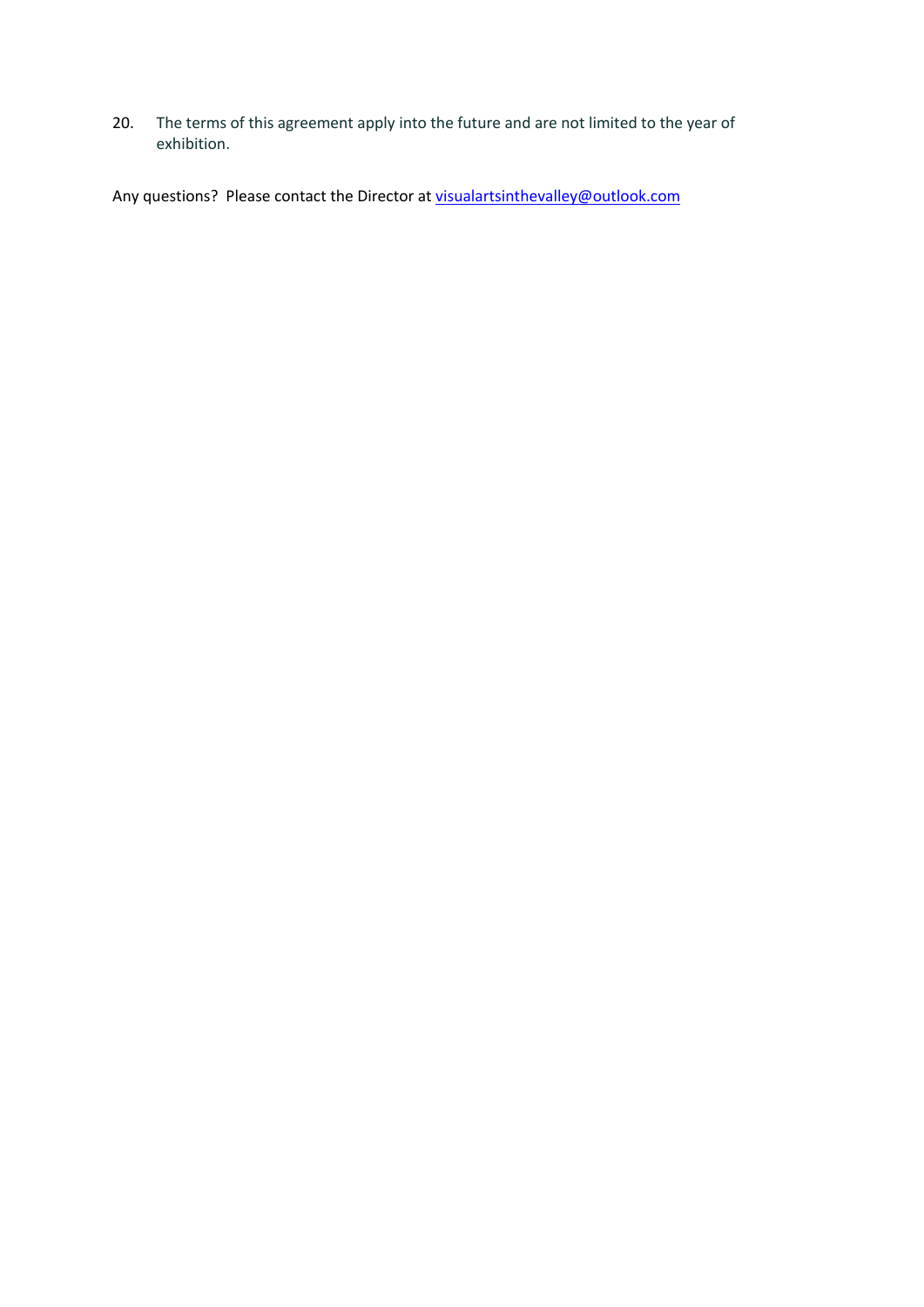20. The terms of this agreement apply into the future and are not limited to the year of exhibition.

Any questions? Please contact the Director at visualartsinthevalley@outlook.com